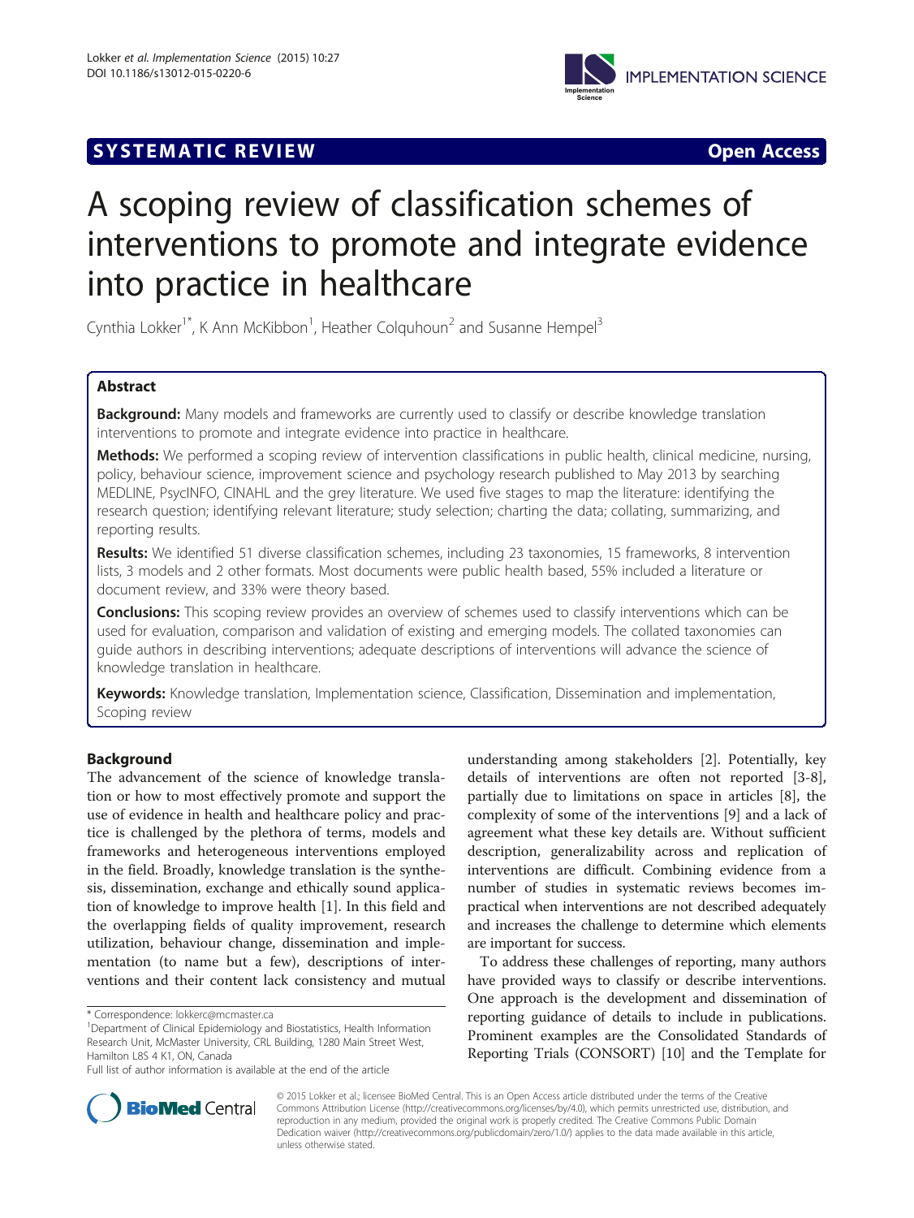SYSTEMATIC REVIEW **Open Access**

# A scoping review of classification schemes of interventions to promote and integrate evidence into practice in healthcare

Cynthia Lokker[1*], K Ann McKibbon[1], Heather Colquhoun[2] and Susanne Hempel[3]

## Abstract

**Background:** Many models and frameworks are currently used to classify or describe knowledge translation interventions to promote and integrate evidence into practice in healthcare.

**Methods:** We performed a scoping review of intervention classifications in public health, clinical medicine, nursing, policy, behaviour science, improvement science and psychology research published to May 2013 by searching MEDLINE, PsycINFO, CINAHL and the grey literature. We used five stages to map the literature: identifying the research question; identifying relevant literature; study selection; charting the data; collating, summarizing, and reporting results.

**Results:** We identified 51 diverse classification schemes, including 23 taxonomies, 15 frameworks, 8 intervention lists, 3 models and 2 other formats. Most documents were public health based, 55% included a literature or document review, and 33% were theory based.

**Conclusions:** This scoping review provides an overview of schemes used to classify interventions which can be used for evaluation, comparison and validation of existing and emerging models. The collated taxonomies can guide authors in describing interventions; adequate descriptions of interventions will advance the science of knowledge translation in healthcare.

**Keywords:** Knowledge translation, Implementation science, Classification, Dissemination and implementation, Scoping review

## Background

The advancement of the science of knowledge translation or how to most effectively promote and support the use of evidence in health and healthcare policy and practice is challenged by the plethora of terms, models and frameworks and heterogeneous interventions employed in the field. Broadly, knowledge translation is the synthesis, dissemination, exchange and ethically sound application of knowledge to improve health [1]. In this field and the overlapping fields of quality improvement, research utilization, behaviour change, dissemination and implementation (to name but a few), descriptions of interventions and their content lack consistency and mutual understanding among stakeholders [2]. Potentially, key details of interventions are often not reported [3-8], partially due to limitations on space in articles [8], the complexity of some of the interventions [9] and a lack of agreement what these key details are. Without sufficient description, generalizability across and replication of interventions are difficult. Combining evidence from a number of studies in systematic reviews becomes impractical when interventions are not described adequately and increases the challenge to determine which elements are important for success.

To address these challenges of reporting, many authors have provided ways to classify or describe interventions. One approach is the development and dissemination of reporting guidance of details to include in publications. Prominent examples are the Consolidated Standards of Reporting Trials (CONSORT) [10] and the Template for

\* Correspondence: lokkerc@mcmaster.ca
[1]Department of Clinical Epidemiology and Biostatistics, Health Information Research Unit, McMaster University, CRL Building, 1280 Main Street West, Hamilton L8S 4 K1, ON, Canada
Full list of author information is available at the end of the article

© 2015 Lokker et al.; licensee BioMed Central. This is an Open Access article distributed under the terms of the Creative Commons Attribution License (http://creativecommons.org/licenses/by/4.0), which permits unrestricted use, distribution, and reproduction in any medium, provided the original work is properly credited. The Creative Commons Public Domain Dedication waiver (http://creativecommons.org/publicdomain/zero/1.0/) applies to the data made available in this article, unless otherwise stated.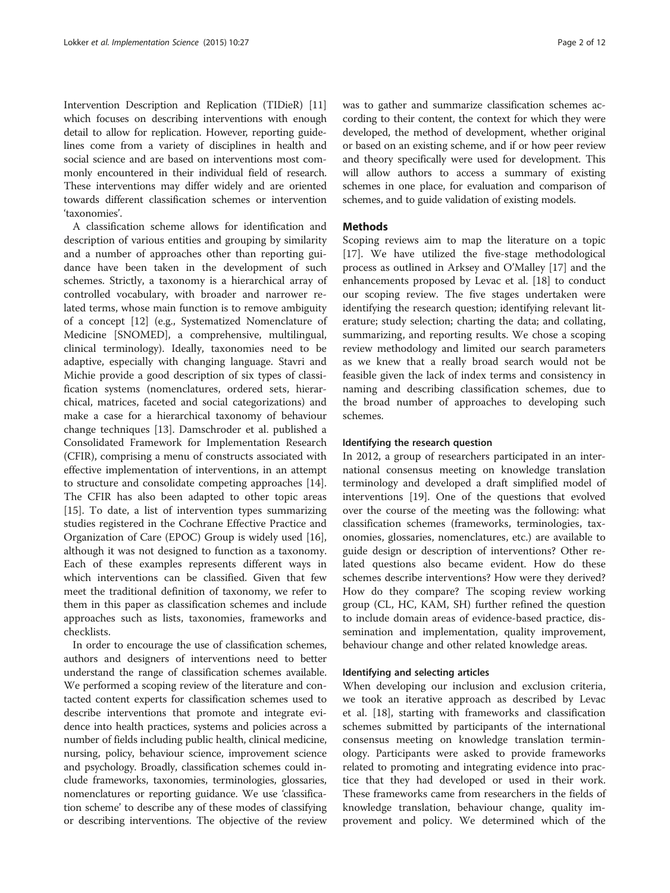Intervention Description and Replication (TIDieR) [11] which focuses on describing interventions with enough detail to allow for replication. However, reporting guidelines come from a variety of disciplines in health and social science and are based on interventions most commonly encountered in their individual field of research. These interventions may differ widely and are oriented towards different classification schemes or intervention 'taxonomies'.

A classification scheme allows for identification and description of various entities and grouping by similarity and a number of approaches other than reporting guidance have been taken in the development of such schemes. Strictly, a taxonomy is a hierarchical array of controlled vocabulary, with broader and narrower related terms, whose main function is to remove ambiguity of a concept [12] (e.g., Systematized Nomenclature of Medicine [SNOMED], a comprehensive, multilingual, clinical terminology). Ideally, taxonomies need to be adaptive, especially with changing language. Stavri and Michie provide a good description of six types of classification systems (nomenclatures, ordered sets, hierarchical, matrices, faceted and social categorizations) and make a case for a hierarchical taxonomy of behaviour change techniques [13]. Damschroder et al. published a Consolidated Framework for Implementation Research (CFIR), comprising a menu of constructs associated with effective implementation of interventions, in an attempt to structure and consolidate competing approaches [14]. The CFIR has also been adapted to other topic areas [15]. To date, a list of intervention types summarizing studies registered in the Cochrane Effective Practice and Organization of Care (EPOC) Group is widely used [16], although it was not designed to function as a taxonomy. Each of these examples represents different ways in which interventions can be classified. Given that few meet the traditional definition of taxonomy, we refer to them in this paper as classification schemes and include approaches such as lists, taxonomies, frameworks and checklists.

In order to encourage the use of classification schemes, authors and designers of interventions need to better understand the range of classification schemes available. We performed a scoping review of the literature and contacted content experts for classification schemes used to describe interventions that promote and integrate evidence into health practices, systems and policies across a number of fields including public health, clinical medicine, nursing, policy, behaviour science, improvement science and psychology. Broadly, classification schemes could include frameworks, taxonomies, terminologies, glossaries, nomenclatures or reporting guidance. We use 'classification scheme' to describe any of these modes of classifying or describing interventions. The objective of the review was to gather and summarize classification schemes according to their content, the context for which they were developed, the method of development, whether original or based on an existing scheme, and if or how peer review and theory specifically were used for development. This will allow authors to access a summary of existing schemes in one place, for evaluation and comparison of schemes, and to guide validation of existing models.

## Methods

Scoping reviews aim to map the literature on a topic [17]. We have utilized the five-stage methodological process as outlined in Arksey and O'Malley [17] and the enhancements proposed by Levac et al. [18] to conduct our scoping review. The five stages undertaken were identifying the research question; identifying relevant literature; study selection; charting the data; and collating, summarizing, and reporting results. We chose a scoping review methodology and limited our search parameters as we knew that a really broad search would not be feasible given the lack of index terms and consistency in naming and describing classification schemes, due to the broad number of approaches to developing such schemes.

### Identifying the research question

In 2012, a group of researchers participated in an international consensus meeting on knowledge translation terminology and developed a draft simplified model of interventions [19]. One of the questions that evolved over the course of the meeting was the following: what classification schemes (frameworks, terminologies, taxonomies, glossaries, nomenclatures, etc.) are available to guide design or description of interventions? Other related questions also became evident. How do these schemes describe interventions? How were they derived? How do they compare? The scoping review working group (CL, HC, KAM, SH) further refined the question to include domain areas of evidence-based practice, dissemination and implementation, quality improvement, behaviour change and other related knowledge areas.

### Identifying and selecting articles

When developing our inclusion and exclusion criteria, we took an iterative approach as described by Levac et al. [18], starting with frameworks and classification schemes submitted by participants of the international consensus meeting on knowledge translation terminology. Participants were asked to provide frameworks related to promoting and integrating evidence into practice that they had developed or used in their work. These frameworks came from researchers in the fields of knowledge translation, behaviour change, quality improvement and policy. We determined which of the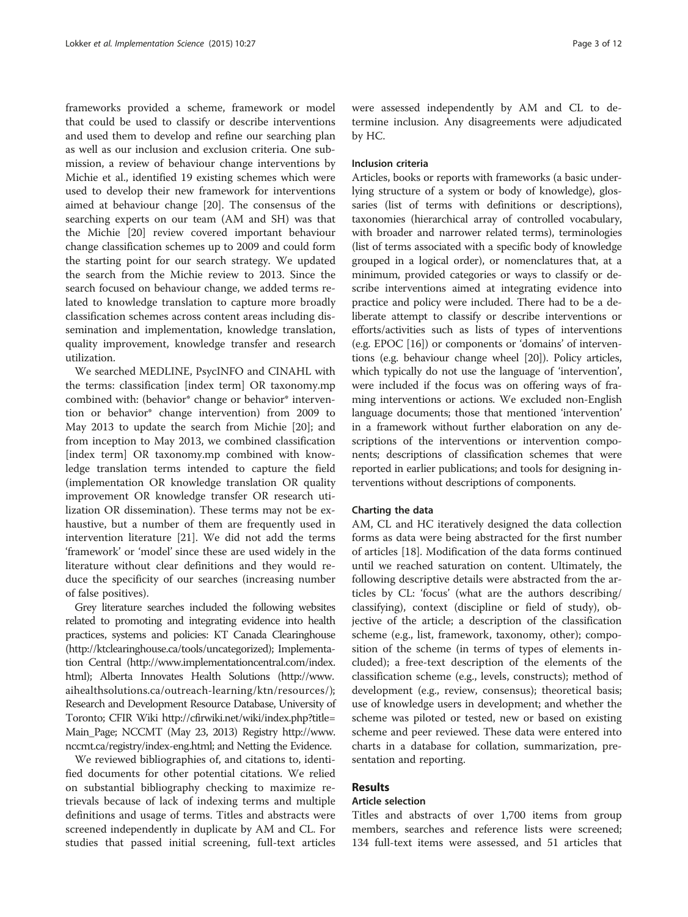frameworks provided a scheme, framework or model that could be used to classify or describe interventions and used them to develop and refine our searching plan as well as our inclusion and exclusion criteria. One submission, a review of behaviour change interventions by Michie et al., identified 19 existing schemes which were used to develop their new framework for interventions aimed at behaviour change [20]. The consensus of the searching experts on our team (AM and SH) was that the Michie [20] review covered important behaviour change classification schemes up to 2009 and could form the starting point for our search strategy. We updated the search from the Michie review to 2013. Since the search focused on behaviour change, we added terms related to knowledge translation to capture more broadly classification schemes across content areas including dissemination and implementation, knowledge translation, quality improvement, knowledge transfer and research utilization.

We searched MEDLINE, PsycINFO and CINAHL with the terms: classification [index term] OR taxonomy.mp combined with: (behavior* change or behavior* intervention or behavior* change intervention) from 2009 to May 2013 to update the search from Michie [20]; and from inception to May 2013, we combined classification [index term] OR taxonomy.mp combined with knowledge translation terms intended to capture the field (implementation OR knowledge translation OR quality improvement OR knowledge transfer OR research utilization OR dissemination). These terms may not be exhaustive, but a number of them are frequently used in intervention literature [21]. We did not add the terms 'framework' or 'model' since these are used widely in the literature without clear definitions and they would reduce the specificity of our searches (increasing number of false positives).

Grey literature searches included the following websites related to promoting and integrating evidence into health practices, systems and policies: KT Canada Clearinghouse (http://ktclearinghouse.ca/tools/uncategorized); Implementation Central (http://www.implementationcentral.com/index.html); Alberta Innovates Health Solutions (http://www.aihealthsolutions.ca/outreach-learning/ktn/resources/); Research and Development Resource Database, University of Toronto; CFIR Wiki http://cfirwiki.net/wiki/index.php?title=Main_Page; NCCMT (May 23, 2013) Registry http://www.nccmt.ca/registry/index-eng.html; and Netting the Evidence.

We reviewed bibliographies of, and citations to, identified documents for other potential citations. We relied on substantial bibliography checking to maximize retrievals because of lack of indexing terms and multiple definitions and usage of terms. Titles and abstracts were screened independently in duplicate by AM and CL. For studies that passed initial screening, full-text articles were assessed independently by AM and CL to determine inclusion. Any disagreements were adjudicated by HC.

#### Inclusion criteria

Articles, books or reports with frameworks (a basic underlying structure of a system or body of knowledge), glossaries (list of terms with definitions or descriptions), taxonomies (hierarchical array of controlled vocabulary, with broader and narrower related terms), terminologies (list of terms associated with a specific body of knowledge grouped in a logical order), or nomenclatures that, at a minimum, provided categories or ways to classify or describe interventions aimed at integrating evidence into practice and policy were included. There had to be a deliberate attempt to classify or describe interventions or efforts/activities such as lists of types of interventions (e.g. EPOC [16]) or components or 'domains' of interventions (e.g. behaviour change wheel [20]). Policy articles, which typically do not use the language of 'intervention', were included if the focus was on offering ways of framing interventions or actions. We excluded non-English language documents; those that mentioned 'intervention' in a framework without further elaboration on any descriptions of the interventions or intervention components; descriptions of classification schemes that were reported in earlier publications; and tools for designing interventions without descriptions of components.

#### Charting the data

AM, CL and HC iteratively designed the data collection forms as data were being abstracted for the first number of articles [18]. Modification of the data forms continued until we reached saturation on content. Ultimately, the following descriptive details were abstracted from the articles by CL: 'focus' (what are the authors describing/classifying), context (discipline or field of study), objective of the article; a description of the classification scheme (e.g., list, framework, taxonomy, other); composition of the scheme (in terms of types of elements included); a free-text description of the elements of the classification scheme (e.g., levels, constructs); method of development (e.g., review, consensus); theoretical basis; use of knowledge users in development; and whether the scheme was piloted or tested, new or based on existing scheme and peer reviewed. These data were entered into charts in a database for collation, summarization, presentation and reporting.

## Results

#### Article selection

Titles and abstracts of over 1,700 items from group members, searches and reference lists were screened; 134 full-text items were assessed, and 51 articles that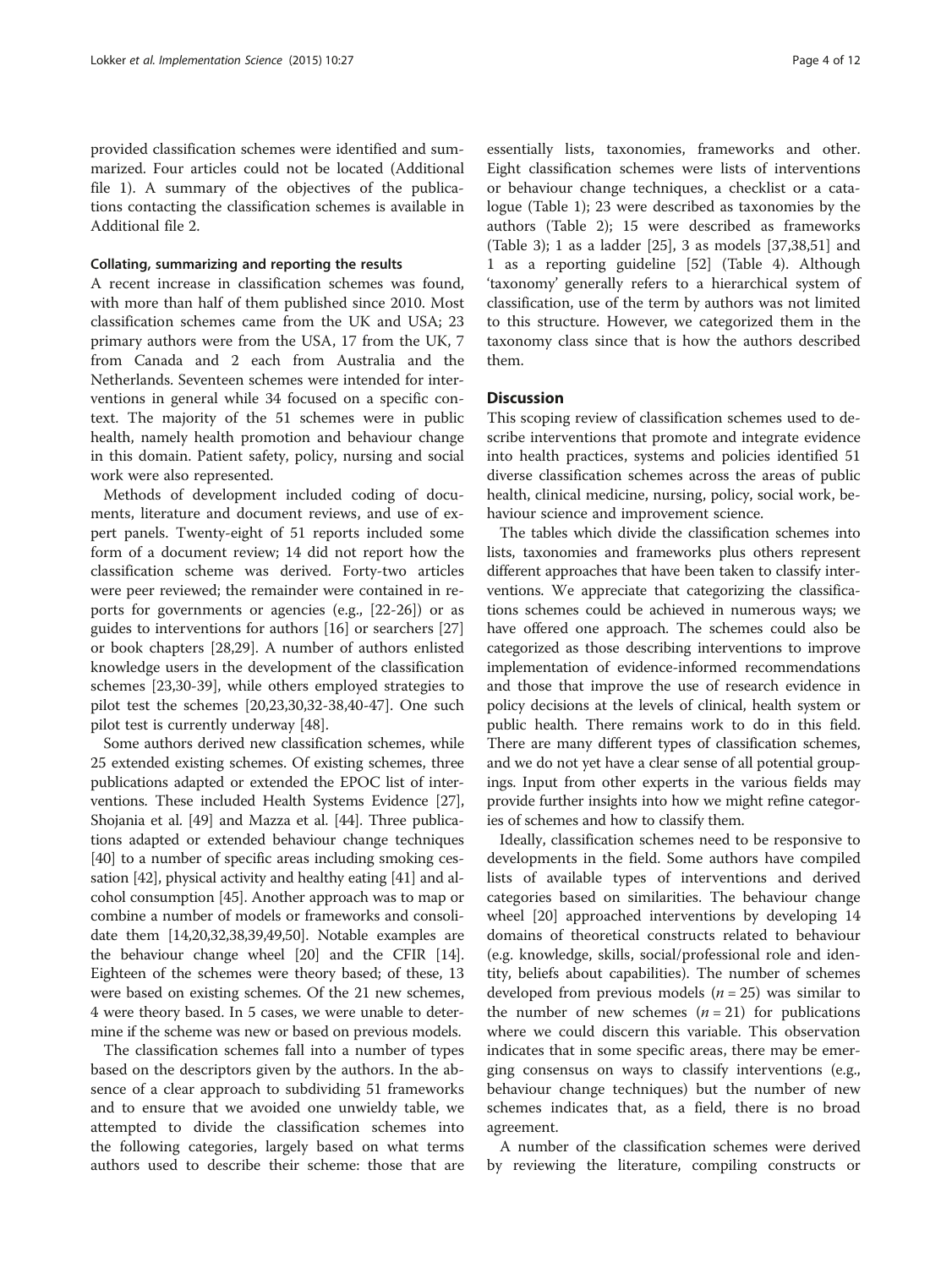provided classification schemes were identified and summarized. Four articles could not be located (Additional file 1). A summary of the objectives of the publications contacting the classification schemes is available in Additional file 2.

#### Collating, summarizing and reporting the results

A recent increase in classification schemes was found, with more than half of them published since 2010. Most classification schemes came from the UK and USA; 23 primary authors were from the USA, 17 from the UK, 7 from Canada and 2 each from Australia and the Netherlands. Seventeen schemes were intended for interventions in general while 34 focused on a specific context. The majority of the 51 schemes were in public health, namely health promotion and behaviour change in this domain. Patient safety, policy, nursing and social work were also represented.

Methods of development included coding of documents, literature and document reviews, and use of expert panels. Twenty-eight of 51 reports included some form of a document review; 14 did not report how the classification scheme was derived. Forty-two articles were peer reviewed; the remainder were contained in reports for governments or agencies (e.g., [22-26]) or as guides to interventions for authors [16] or searchers [27] or book chapters [28,29]. A number of authors enlisted knowledge users in the development of the classification schemes [23,30-39], while others employed strategies to pilot test the schemes [20,23,30,32-38,40-47]. One such pilot test is currently underway [48].

Some authors derived new classification schemes, while 25 extended existing schemes. Of existing schemes, three publications adapted or extended the EPOC list of interventions. These included Health Systems Evidence [27], Shojania et al. [49] and Mazza et al. [44]. Three publications adapted or extended behaviour change techniques [40] to a number of specific areas including smoking cessation [42], physical activity and healthy eating [41] and alcohol consumption [45]. Another approach was to map or combine a number of models or frameworks and consolidate them [14,20,32,38,39,49,50]. Notable examples are the behaviour change wheel [20] and the CFIR [14]. Eighteen of the schemes were theory based; of these, 13 were based on existing schemes. Of the 21 new schemes, 4 were theory based. In 5 cases, we were unable to determine if the scheme was new or based on previous models.

The classification schemes fall into a number of types based on the descriptors given by the authors. In the absence of a clear approach to subdividing 51 frameworks and to ensure that we avoided one unwieldy table, we attempted to divide the classification schemes into the following categories, largely based on what terms authors used to describe their scheme: those that are essentially lists, taxonomies, frameworks and other. Eight classification schemes were lists of interventions or behaviour change techniques, a checklist or a catalogue (Table 1); 23 were described as taxonomies by the authors (Table 2); 15 were described as frameworks (Table 3); 1 as a ladder [25], 3 as models [37,38,51] and 1 as a reporting guideline [52] (Table 4). Although 'taxonomy' generally refers to a hierarchical system of classification, use of the term by authors was not limited to this structure. However, we categorized them in the taxonomy class since that is how the authors described them.

### Discussion

This scoping review of classification schemes used to describe interventions that promote and integrate evidence into health practices, systems and policies identified 51 diverse classification schemes across the areas of public health, clinical medicine, nursing, policy, social work, behaviour science and improvement science.

The tables which divide the classification schemes into lists, taxonomies and frameworks plus others represent different approaches that have been taken to classify interventions. We appreciate that categorizing the classifications schemes could be achieved in numerous ways; we have offered one approach. The schemes could also be categorized as those describing interventions to improve implementation of evidence-informed recommendations and those that improve the use of research evidence in policy decisions at the levels of clinical, health system or public health. There remains work to do in this field. There are many different types of classification schemes, and we do not yet have a clear sense of all potential groupings. Input from other experts in the various fields may provide further insights into how we might refine categories of schemes and how to classify them.

Ideally, classification schemes need to be responsive to developments in the field. Some authors have compiled lists of available types of interventions and derived categories based on similarities. The behaviour change wheel [20] approached interventions by developing 14 domains of theoretical constructs related to behaviour (e.g. knowledge, skills, social/professional role and identity, beliefs about capabilities). The number of schemes developed from previous models ($n = 25$) was similar to the number of new schemes ($n = 21$) for publications where we could discern this variable. This observation indicates that in some specific areas, there may be emerging consensus on ways to classify interventions (e.g., behaviour change techniques) but the number of new schemes indicates that, as a field, there is no broad agreement.

A number of the classification schemes were derived by reviewing the literature, compiling constructs or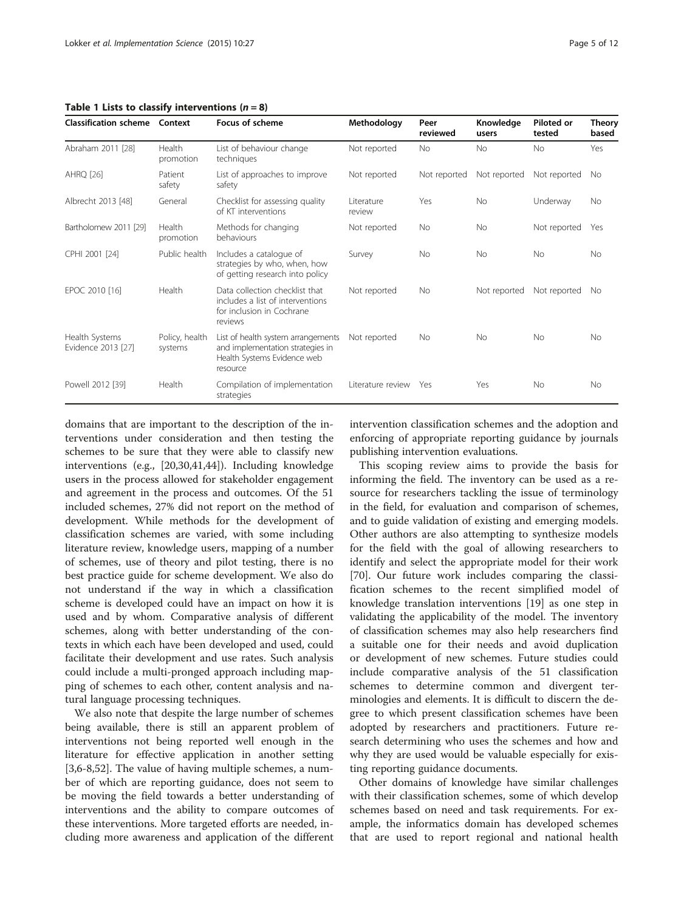**Table 1 Lists to classify interventions ($n = 8$)**

| Classification scheme | Context | Focus of scheme | Methodology | Peer reviewed | Knowledge users | Piloted or tested | Theory based |
|---|---|---|---|---|---|---|---|
| Abraham 2011 [28] | Health promotion | List of behaviour change techniques | Not reported | No | No | No | Yes |
| AHRQ [26] | Patient safety | List of approaches to improve safety | Not reported | Not reported | Not reported | Not reported | No |
| Albrecht 2013 [48] | General | Checklist for assessing quality of KT interventions | Literature review | Yes | No | Underway | No |
| Bartholomew 2011 [29] | Health promotion | Methods for changing behaviours | Not reported | No | No | Not reported | Yes |
| CPHI 2001 [24] | Public health | Includes a catalogue of strategies by who, when, how of getting research into policy | Survey | No | No | No | No |
| EPOC 2010 [16] | Health | Data collection checklist that includes a list of interventions for inclusion in Cochrane reviews | Not reported | No | Not reported | Not reported | No |
| Health Systems Evidence 2013 [27] | Policy, health systems | List of health system arrangements and implementation strategies in Health Systems Evidence web resource | Not reported | No | No | No | No |
| Powell 2012 [39] | Health | Compilation of implementation strategies | Literature review | Yes | Yes | No | No |

domains that are important to the description of the interventions under consideration and then testing the schemes to be sure that they were able to classify new interventions (e.g., [20,30,41,44]). Including knowledge users in the process allowed for stakeholder engagement and agreement in the process and outcomes. Of the 51 included schemes, 27% did not report on the method of development. While methods for the development of classification schemes are varied, with some including literature review, knowledge users, mapping of a number of schemes, use of theory and pilot testing, there is no best practice guide for scheme development. We also do not understand if the way in which a classification scheme is developed could have an impact on how it is used and by whom. Comparative analysis of different schemes, along with better understanding of the contexts in which each have been developed and used, could facilitate their development and use rates. Such analysis could include a multi-pronged approach including mapping of schemes to each other, content analysis and natural language processing techniques.

We also note that despite the large number of schemes being available, there is still an apparent problem of interventions not being reported well enough in the literature for effective application in another setting [3,6-8,52]. The value of having multiple schemes, a number of which are reporting guidance, does not seem to be moving the field towards a better understanding of interventions and the ability to compare outcomes of these interventions. More targeted efforts are needed, including more awareness and application of the different intervention classification schemes and the adoption and enforcing of appropriate reporting guidance by journals publishing intervention evaluations.

This scoping review aims to provide the basis for informing the field. The inventory can be used as a resource for researchers tackling the issue of terminology in the field, for evaluation and comparison of schemes, and to guide validation of existing and emerging models. Other authors are also attempting to synthesize models for the field with the goal of allowing researchers to identify and select the appropriate model for their work [70]. Our future work includes comparing the classification schemes to the recent simplified model of knowledge translation interventions [19] as one step in validating the applicability of the model. The inventory of classification schemes may also help researchers find a suitable one for their needs and avoid duplication or development of new schemes. Future studies could include comparative analysis of the 51 classification schemes to determine common and divergent terminologies and elements. It is difficult to discern the degree to which present classification schemes have been adopted by researchers and practitioners. Future research determining who uses the schemes and how and why they are used would be valuable especially for existing reporting guidance documents.

Other domains of knowledge have similar challenges with their classification schemes, some of which develop schemes based on need and task requirements. For example, the informatics domain has developed schemes that are used to report regional and national health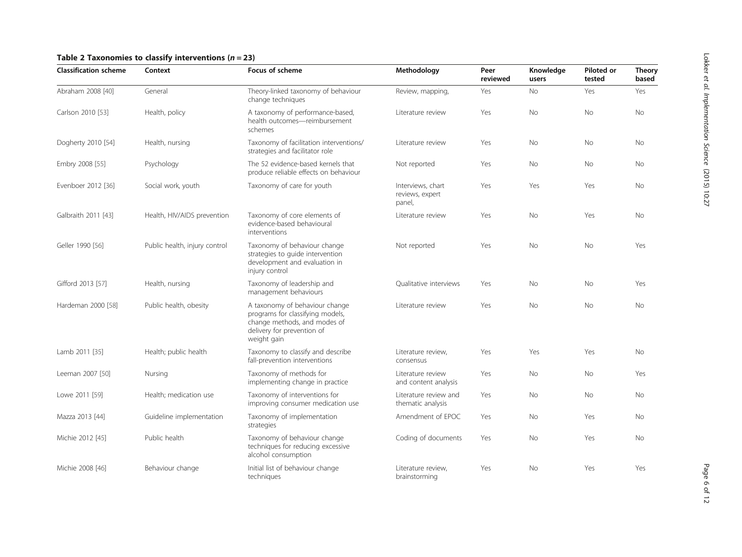**Table 2 Taxonomies to classify interventions (*n* = 23)**

| Classification scheme | Context | Focus of scheme | Methodology | Peer reviewed | Knowledge users | Piloted or tested | Theory based |
|---|---|---|---|---|---|---|---|
| Abraham 2008 [40] | General | Theory-linked taxonomy of behaviour change techniques | Review, mapping, | Yes | No | Yes | Yes |
| Carlson 2010 [53] | Health, policy | A taxonomy of performance-based, health outcomes—reimbursement schemes | Literature review | Yes | No | No | No |
| Dogherty 2010 [54] | Health, nursing | Taxonomy of facilitation interventions/ strategies and facilitator role | Literature review | Yes | No | No | No |
| Embry 2008 [55] | Psychology | The 52 evidence-based kernels that produce reliable effects on behaviour | Not reported | Yes | No | No | No |
| Evenboer 2012 [36] | Social work, youth | Taxonomy of care for youth | Interviews, chart reviews, expert panel, | Yes | Yes | Yes | No |
| Galbraith 2011 [43] | Health, HIV/AIDS prevention | Taxonomy of core elements of evidence-based behavioural interventions | Literature review | Yes | No | Yes | No |
| Geller 1990 [56] | Public health, injury control | Taxonomy of behaviour change strategies to guide intervention development and evaluation in injury control | Not reported | Yes | No | No | Yes |
| Gifford 2013 [57] | Health, nursing | Taxonomy of leadership and management behaviours | Qualitative interviews | Yes | No | No | Yes |
| Hardeman 2000 [58] | Public health, obesity | A taxonomy of behaviour change programs for classifying models, change methods, and modes of delivery for prevention of weight gain | Literature review | Yes | No | No | No |
| Lamb 2011 [35] | Health; public health | Taxonomy to classify and describe fall-prevention interventions | Literature review, consensus | Yes | Yes | Yes | No |
| Leeman 2007 [50] | Nursing | Taxonomy of methods for implementing change in practice | Literature review and content analysis | Yes | No | No | Yes |
| Lowe 2011 [59] | Health; medication use | Taxonomy of interventions for improving consumer medication use | Literature review and thematic analysis | Yes | No | No | No |
| Mazza 2013 [44] | Guideline implementation | Taxonomy of implementation strategies | Amendment of EPOC | Yes | No | Yes | No |
| Michie 2012 [45] | Public health | Taxonomy of behaviour change techniques for reducing excessive alcohol consumption | Coding of documents | Yes | No | Yes | No |
| Michie 2008 [46] | Behaviour change | Initial list of behaviour change techniques | Literature review, brainstorming | Yes | No | Yes | Yes |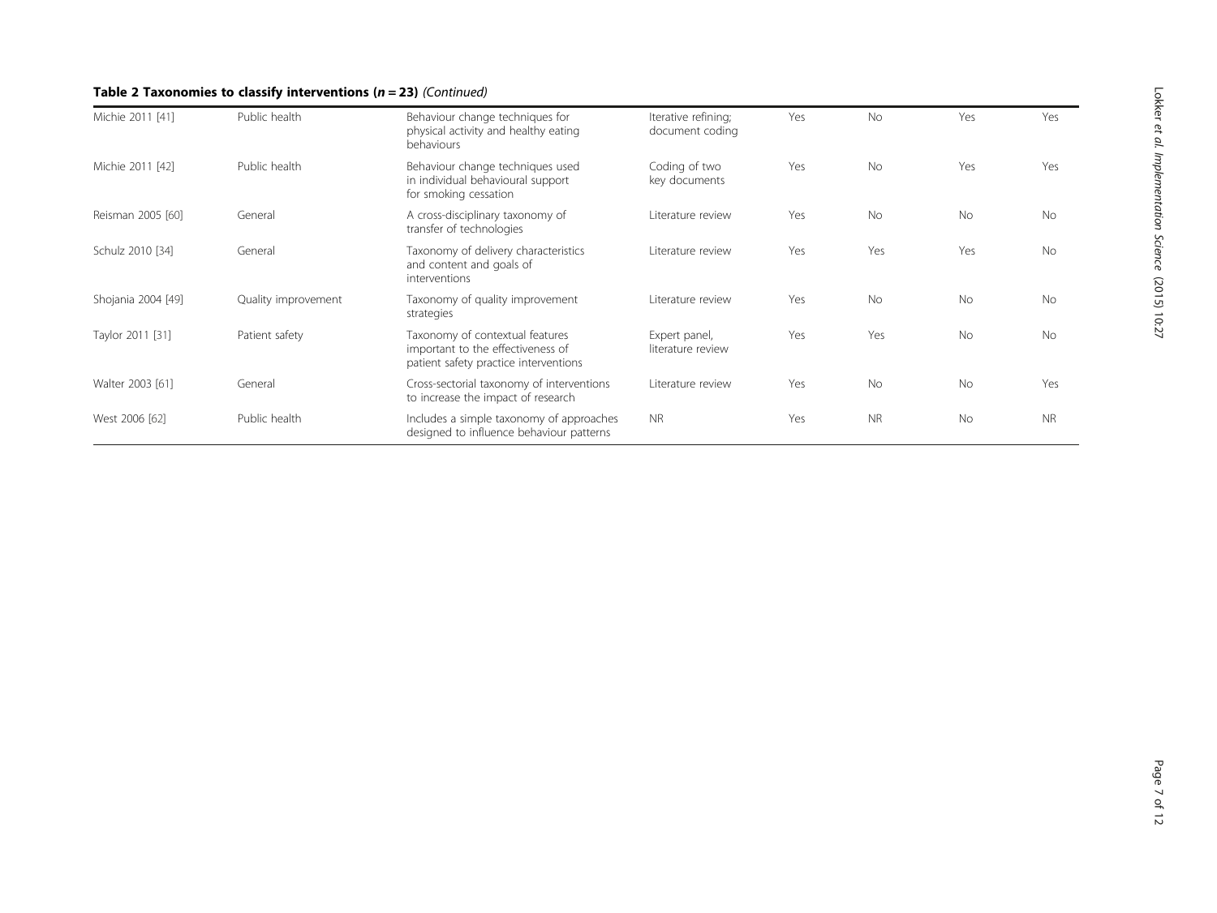**Table 2 Taxonomies to classify interventions (*n* = 23)** *(Continued)*

| | | | | | | | |
|---|---|---|---|---|---|---|---|
| Michie 2011 [41] | Public health | Behaviour change techniques for physical activity and healthy eating behaviours | Iterative refining; document coding | Yes | No | Yes | Yes |
| Michie 2011 [42] | Public health | Behaviour change techniques used in individual behavioural support for smoking cessation | Coding of two key documents | Yes | No | Yes | Yes |
| Reisman 2005 [60] | General | A cross-disciplinary taxonomy of transfer of technologies | Literature review | Yes | No | No | No |
| Schulz 2010 [34] | General | Taxonomy of delivery characteristics and content and goals of interventions | Literature review | Yes | Yes | Yes | No |
| Shojania 2004 [49] | Quality improvement | Taxonomy of quality improvement strategies | Literature review | Yes | No | No | No |
| Taylor 2011 [31] | Patient safety | Taxonomy of contextual features important to the effectiveness of patient safety practice interventions | Expert panel, literature review | Yes | Yes | No | No |
| Walter 2003 [61] | General | Cross-sectorial taxonomy of interventions to increase the impact of research | Literature review | Yes | No | No | Yes |
| West 2006 [62] | Public health | Includes a simple taxonomy of approaches designed to influence behaviour patterns | NR | Yes | NR | No | NR |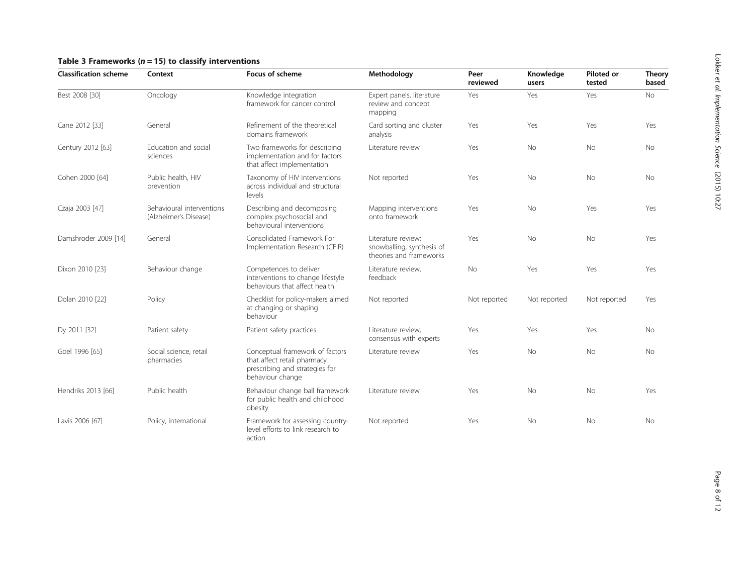**Table 3 Frameworks ($n = 15$) to classify interventions**

| Classification scheme | Context | Focus of scheme | Methodology | Peer reviewed | Knowledge users | Piloted or tested | Theory based |
|---|---|---|---|---|---|---|---|
| Best 2008 [30] | Oncology | Knowledge integration framework for cancer control | Expert panels, literature review and concept mapping | Yes | Yes | Yes | No |
| Cane 2012 [33] | General | Refinement of the theoretical domains framework | Card sorting and cluster analysis | Yes | Yes | Yes | Yes |
| Century 2012 [63] | Education and social sciences | Two frameworks for describing implementation and for factors that affect implementation | Literature review | Yes | No | No | No |
| Cohen 2000 [64] | Public health, HIV prevention | Taxonomy of HIV interventions across individual and structural levels | Not reported | Yes | No | No | No |
| Czaja 2003 [47] | Behavioural interventions (Alzheimer's Disease) | Describing and decomposing complex psychosocial and behavioural interventions | Mapping interventions onto framework | Yes | No | Yes | Yes |
| Damshroder 2009 [14] | General | Consolidated Framework For Implementation Research (CFIR) | Literature review; snowballing, synthesis of theories and frameworks | Yes | No | No | Yes |
| Dixon 2010 [23] | Behaviour change | Competences to deliver interventions to change lifestyle behaviours that affect health | Literature review, feedback | No | Yes | Yes | Yes |
| Dolan 2010 [22] | Policy | Checklist for policy-makers aimed at changing or shaping behaviour | Not reported | Not reported | Not reported | Not reported | Yes |
| Dy 2011 [32] | Patient safety | Patient safety practices | Literature review, consensus with experts | Yes | Yes | Yes | No |
| Goel 1996 [65] | Social science, retail pharmacies | Conceptual framework of factors that affect retail pharmacy prescribing and strategies for behaviour change | Literature review | Yes | No | No | No |
| Hendriks 2013 [66] | Public health | Behaviour change ball framework for public health and childhood obesity | Literature review | Yes | No | No | Yes |
| Lavis 2006 [67] | Policy, international | Framework for assessing country-level efforts to link research to action | Not reported | Yes | No | No | No |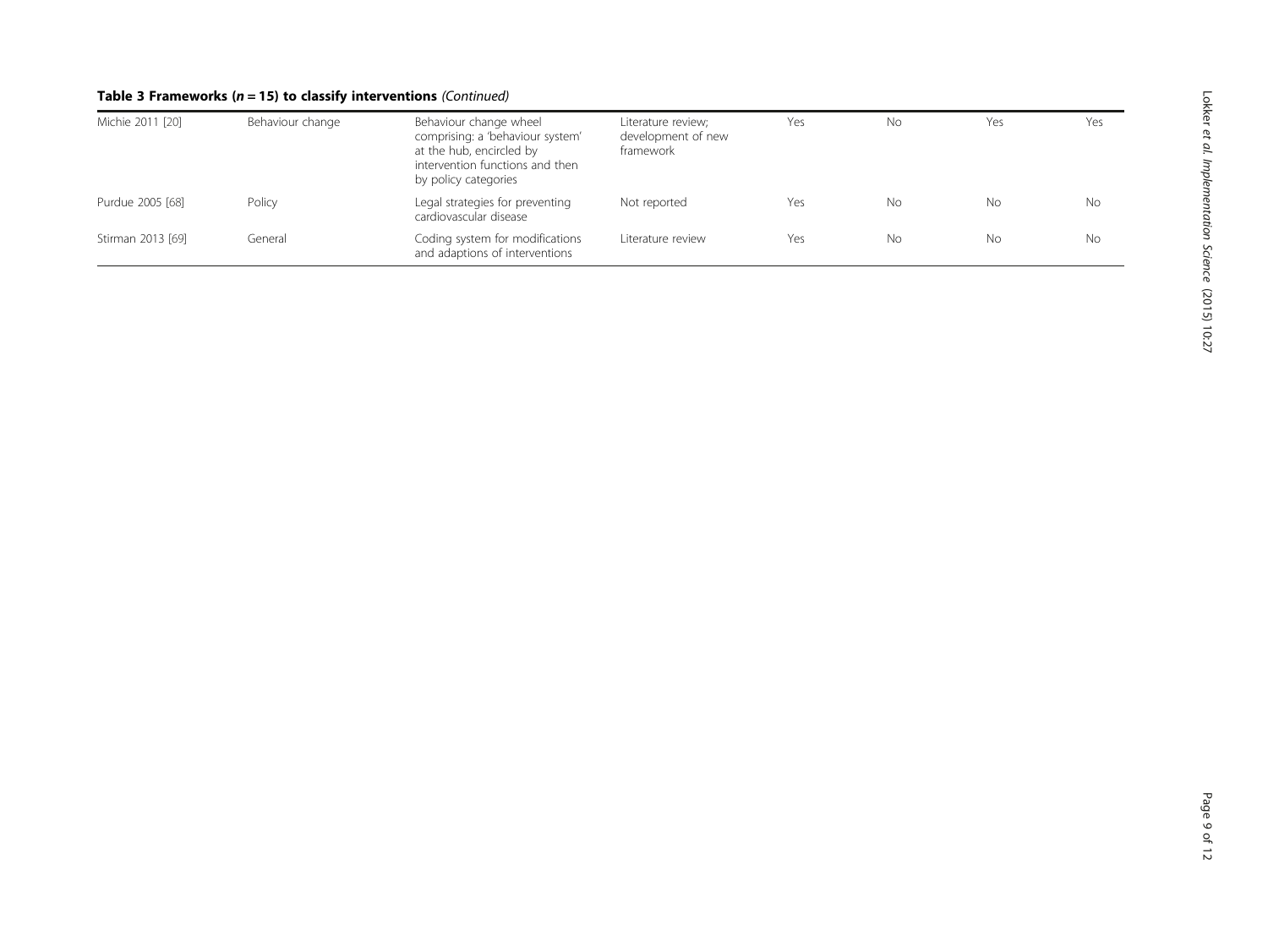**Table 3 Frameworks (*n* = 15) to classify interventions** *(Continued)*

| | | | | | | | |
|---|---|---|---|---|---|---|---|
| Michie 2011 [20] | Behaviour change | Behaviour change wheel comprising: a 'behaviour system' at the hub, encircled by intervention functions and then by policy categories | Literature review; development of new framework | Yes | No | Yes | Yes |
| Purdue 2005 [68] | Policy | Legal strategies for preventing cardiovascular disease | Not reported | Yes | No | No | No |
| Stirman 2013 [69] | General | Coding system for modifications and adaptions of interventions | Literature review | Yes | No | No | No |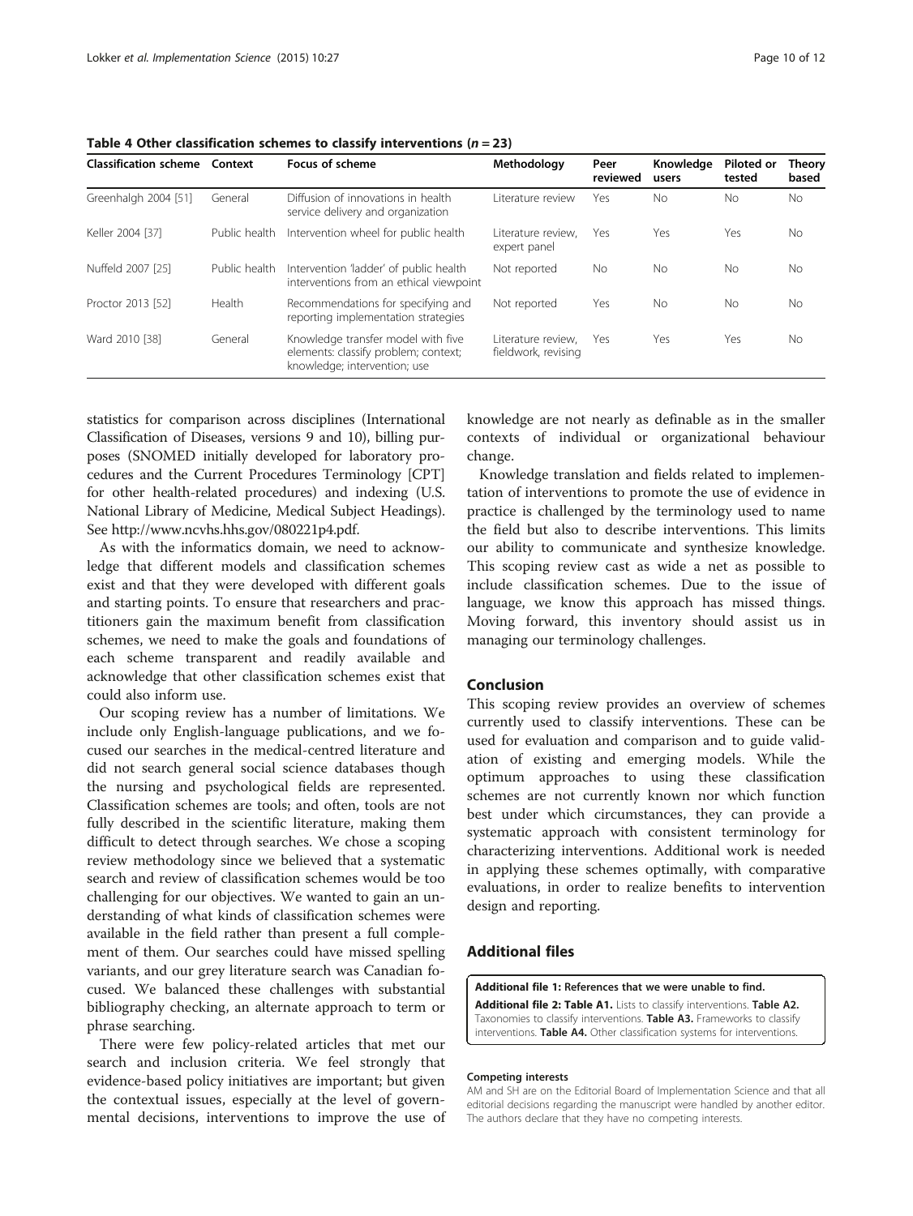**Table 4 Other classification schemes to classify interventions (*n* = 23)**

| Classification scheme | Context | Focus of scheme | Methodology | Peer reviewed | Knowledge users | Piloted or tested | Theory based |
|---|---|---|---|---|---|---|---|
| Greenhalgh 2004 [51] | General | Diffusion of innovations in health service delivery and organization | Literature review | Yes | No | No | No |
| Keller 2004 [37] | Public health | Intervention wheel for public health | Literature review, expert panel | Yes | Yes | Yes | No |
| Nuffeld 2007 [25] | Public health | Intervention 'ladder' of public health interventions from an ethical viewpoint | Not reported | No | No | No | No |
| Proctor 2013 [52] | Health | Recommendations for specifying and reporting implementation strategies | Not reported | Yes | No | No | No |
| Ward 2010 [38] | General | Knowledge transfer model with five elements: classify problem; context; knowledge; intervention; use | Literature review, fieldwork, revising | Yes | Yes | Yes | No |

statistics for comparison across disciplines (International Classification of Diseases, versions 9 and 10), billing purposes (SNOMED initially developed for laboratory procedures and the Current Procedures Terminology [CPT] for other health-related procedures) and indexing (U.S. National Library of Medicine, Medical Subject Headings). See http://www.ncvhs.hhs.gov/080221p4.pdf.

As with the informatics domain, we need to acknowledge that different models and classification schemes exist and that they were developed with different goals and starting points. To ensure that researchers and practitioners gain the maximum benefit from classification schemes, we need to make the goals and foundations of each scheme transparent and readily available and acknowledge that other classification schemes exist that could also inform use.

Our scoping review has a number of limitations. We include only English-language publications, and we focused our searches in the medical-centred literature and did not search general social science databases though the nursing and psychological fields are represented. Classification schemes are tools; and often, tools are not fully described in the scientific literature, making them difficult to detect through searches. We chose a scoping review methodology since we believed that a systematic search and review of classification schemes would be too challenging for our objectives. We wanted to gain an understanding of what kinds of classification schemes were available in the field rather than present a full complement of them. Our searches could have missed spelling variants, and our grey literature search was Canadian focused. We balanced these challenges with substantial bibliography checking, an alternate approach to term or phrase searching.

There were few policy-related articles that met our search and inclusion criteria. We feel strongly that evidence-based policy initiatives are important; but given the contextual issues, especially at the level of governmental decisions, interventions to improve the use of knowledge are not nearly as definable as in the smaller contexts of individual or organizational behaviour change.

Knowledge translation and fields related to implementation of interventions to promote the use of evidence in practice is challenged by the terminology used to name the field but also to describe interventions. This limits our ability to communicate and synthesize knowledge. This scoping review cast as wide a net as possible to include classification schemes. Due to the issue of language, we know this approach has missed things. Moving forward, this inventory should assist us in managing our terminology challenges.

## Conclusion

This scoping review provides an overview of schemes currently used to classify interventions. These can be used for evaluation and comparison and to guide validation of existing and emerging models. While the optimum approaches to using these classification schemes are not currently known nor which function best under which circumstances, they can provide a systematic approach with consistent terminology for characterizing interventions. Additional work is needed in applying these schemes optimally, with comparative evaluations, in order to realize benefits to intervention design and reporting.

## Additional files

**Additional file 1: References that we were unable to find.**
**Additional file 2: Table A1.** Lists to classify interventions. **Table A2.** Taxonomies to classify interventions. **Table A3.** Frameworks to classify interventions. **Table A4.** Other classification systems for interventions.

#### Competing interests

AM and SH are on the Editorial Board of Implementation Science and that all editorial decisions regarding the manuscript were handled by another editor. The authors declare that they have no competing interests.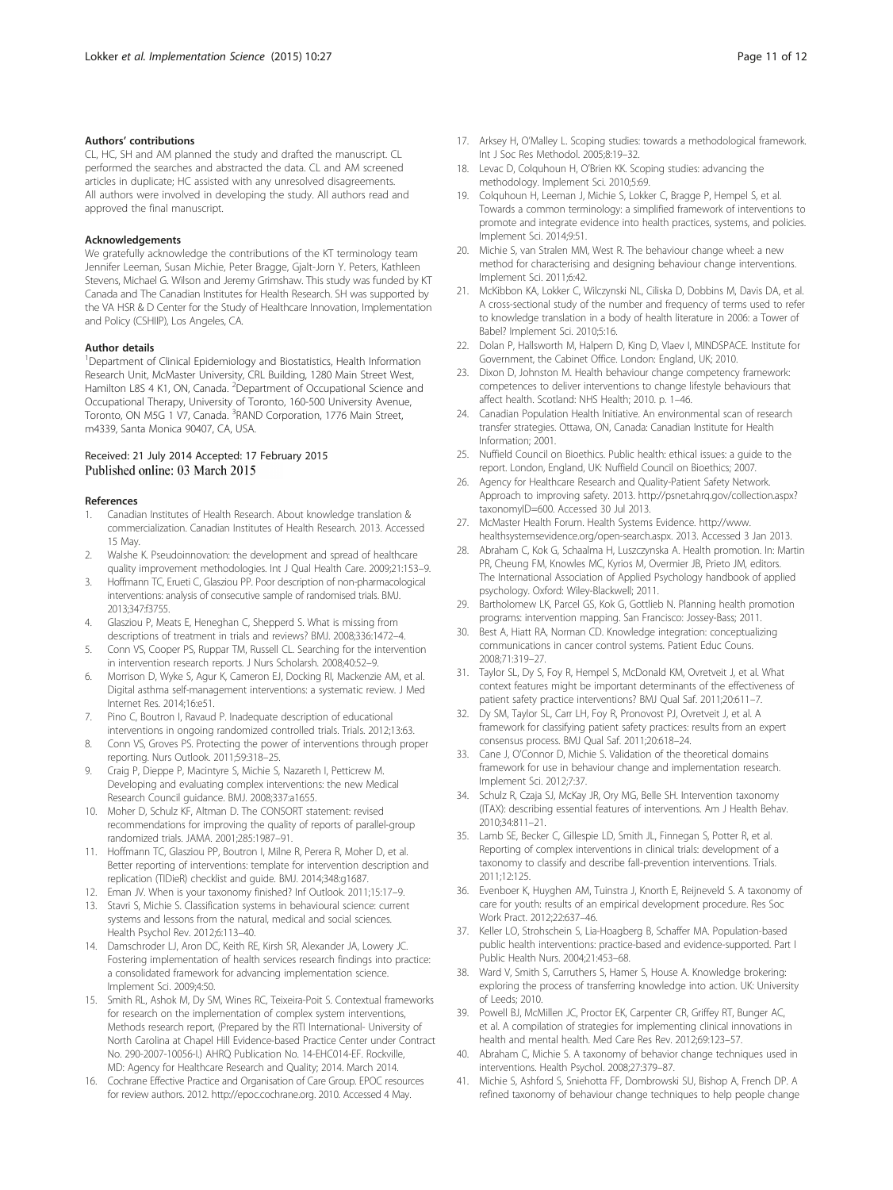### Authors' contributions

CL, HC, SH and AM planned the study and drafted the manuscript. CL performed the searches and abstracted the data. CL and AM screened articles in duplicate; HC assisted with any unresolved disagreements. All authors were involved in developing the study. All authors read and approved the final manuscript.

### Acknowledgements

We gratefully acknowledge the contributions of the KT terminology team Jennifer Leeman, Susan Michie, Peter Bragge, Gjalt-Jorn Y. Peters, Kathleen Stevens, Michael G. Wilson and Jeremy Grimshaw. This study was funded by KT Canada and The Canadian Institutes for Health Research. SH was supported by the VA HSR & D Center for the Study of Healthcare Innovation, Implementation and Policy (CSHIIP), Los Angeles, CA.

### Author details

[1]Department of Clinical Epidemiology and Biostatistics, Health Information Research Unit, McMaster University, CRL Building, 1280 Main Street West, Hamilton L8S 4 K1, ON, Canada. [2]Department of Occupational Science and Occupational Therapy, University of Toronto, 160-500 University Avenue, Toronto, ON M5G 1 V7, Canada. [3]RAND Corporation, 1776 Main Street, m4339, Santa Monica 90407, CA, USA.

Received: 21 July 2014 Accepted: 17 February 2015
Published online: 03 March 2015

### References

1. Canadian Institutes of Health Research. About knowledge translation & commercialization. Canadian Institutes of Health Research. 2013. Accessed 15 May.
2. Walshe K. Pseudoinnovation: the development and spread of healthcare quality improvement methodologies. Int J Qual Health Care. 2009;21:153–9.
3. Hoffmann TC, Erueti C, Glasziou PP. Poor description of non-pharmacological interventions: analysis of consecutive sample of randomised trials. BMJ. 2013;347:f3755.
4. Glasziou P, Meats E, Heneghan C, Shepperd S. What is missing from descriptions of treatment in trials and reviews? BMJ. 2008;336:1472–4.
5. Conn VS, Cooper PS, Ruppar TM, Russell CL. Searching for the intervention in intervention research reports. J Nurs Scholarsh. 2008;40:52–9.
6. Morrison D, Wyke S, Agur K, Cameron EJ, Docking RI, Mackenzie AM, et al. Digital asthma self-management interventions: a systematic review. J Med Internet Res. 2014;16:e51.
7. Pino C, Boutron I, Ravaud P. Inadequate description of educational interventions in ongoing randomized controlled trials. Trials. 2012;13:63.
8. Conn VS, Groves PS. Protecting the power of interventions through proper reporting. Nurs Outlook. 2011;59:318–25.
9. Craig P, Dieppe P, Macintyre S, Michie S, Nazareth I, Petticrew M. Developing and evaluating complex interventions: the new Medical Research Council guidance. BMJ. 2008;337:a1655.
10. Moher D, Schulz KF, Altman D. The CONSORT statement: revised recommendations for improving the quality of reports of parallel-group randomized trials. JAMA. 2001;285:1987–91.
11. Hoffmann TC, Glasziou PP, Boutron I, Milne R, Perera R, Moher D, et al. Better reporting of interventions: template for intervention description and replication (TIDieR) checklist and guide. BMJ. 2014;348:g1687.
12. Eman JV. When is your taxonomy finished? Inf Outlook. 2011;15:17–9.
13. Stavri S, Michie S. Classification systems in behavioural science: current systems and lessons from the natural, medical and social sciences. Health Psychol Rev. 2012;6:113–40.
14. Damschroder LJ, Aron DC, Keith RE, Kirsh SR, Alexander JA, Lowery JC. Fostering implementation of health services research findings into practice: a consolidated framework for advancing implementation science. Implement Sci. 2009;4:50.
15. Smith RL, Ashok M, Dy SM, Wines RC, Teixeira-Poit S. Contextual frameworks for research on the implementation of complex system interventions, Methods research report, (Prepared by the RTI International- University of North Carolina at Chapel Hill Evidence-based Practice Center under Contract No. 290-2007-10056-I.) AHRQ Publication No. 14-EHC014-EF. Rockville, MD: Agency for Healthcare Research and Quality; 2014. March 2014.
16. Cochrane Effective Practice and Organisation of Care Group. EPOC resources for review authors. 2012. http://epoc.cochrane.org. 2010. Accessed 4 May.
17. Arksey H, O'Malley L. Scoping studies: towards a methodological framework. Int J Soc Res Methodol. 2005;8:19–32.
18. Levac D, Colquhoun H, O'Brien KK. Scoping studies: advancing the methodology. Implement Sci. 2010;5:69.
19. Colquhoun H, Leeman J, Michie S, Lokker C, Bragge P, Hempel S, et al. Towards a common terminology: a simplified framework of interventions to promote and integrate evidence into health practices, systems, and policies. Implement Sci. 2014;9:51.
20. Michie S, van Stralen MM, West R. The behaviour change wheel: a new method for characterising and designing behaviour change interventions. Implement Sci. 2011;6:42.
21. McKibbon KA, Lokker C, Wilczynski NL, Ciliska D, Dobbins M, Davis DA, et al. A cross-sectional study of the number and frequency of terms used to refer to knowledge translation in a body of health literature in 2006: a Tower of Babel? Implement Sci. 2010;5:16.
22. Dolan P, Hallsworth M, Halpern D, King D, Vlaev I, MINDSPACE. Institute for Government, the Cabinet Office. London: England, UK; 2010.
23. Dixon D, Johnston M. Health behaviour change competency framework: competences to deliver interventions to change lifestyle behaviours that affect health. Scotland: NHS Health; 2010. p. 1–46.
24. Canadian Population Health Initiative. An environmental scan of research transfer strategies. Ottawa, ON, Canada: Canadian Institute for Health Information; 2001.
25. Nuffield Council on Bioethics. Public health: ethical issues: a guide to the report. London, England, UK: Nuffield Council on Bioethics; 2007.
26. Agency for Healthcare Research and Quality-Patient Safety Network. Approach to improving safety. 2013. http://psnet.ahrq.gov/collection.aspx?taxonomyID=600. Accessed 30 Jul 2013.
27. McMaster Health Forum. Health Systems Evidence. http://www.healthsystemsevidence.org/open-search.aspx. 2013. Accessed 3 Jan 2013.
28. Abraham C, Kok G, Schaalma H, Luszczynska A. Health promotion. In: Martin PR, Cheung FM, Knowles MC, Kyrios M, Overmier JB, Prieto JM, editors. The International Association of Applied Psychology handbook of applied psychology. Oxford: Wiley-Blackwell; 2011.
29. Bartholomew LK, Parcel GS, Kok G, Gottlieb N. Planning health promotion programs: intervention mapping. San Francisco: Jossey-Bass; 2011.
30. Best A, Hiatt RA, Norman CD. Knowledge integration: conceptualizing communications in cancer control systems. Patient Educ Couns. 2008;71:319–27.
31. Taylor SL, Dy S, Foy R, Hempel S, McDonald KM, Ovretveit J, et al. What context features might be important determinants of the effectiveness of patient safety practice interventions? BMJ Qual Saf. 2011;20:611–7.
32. Dy SM, Taylor SL, Carr LH, Foy R, Pronovost PJ, Ovretveit J, et al. A framework for classifying patient safety practices: results from an expert consensus process. BMJ Qual Saf. 2011;20:618–24.
33. Cane J, O'Connor D, Michie S. Validation of the theoretical domains framework for use in behaviour change and implementation research. Implement Sci. 2012;7:37.
34. Schulz R, Czaja SJ, McKay JR, Ory MG, Belle SH. Intervention taxonomy (ITAX): describing essential features of interventions. Am J Health Behav. 2010;34:811–21.
35. Lamb SE, Becker C, Gillespie LD, Smith JL, Finnegan S, Potter R, et al. Reporting of complex interventions in clinical trials: development of a taxonomy to classify and describe fall-prevention interventions. Trials. 2011;12:125.
36. Evenboer K, Huyghen AM, Tuinstra J, Knorth E, Reijneveld S. A taxonomy of care for youth: results of an empirical development procedure. Res Soc Work Pract. 2012;22:637–46.
37. Keller LO, Strohschein S, Lia-Hoagberg B, Schaffer MA. Population-based public health interventions: practice-based and evidence-supported. Part I Public Health Nurs. 2004;21:453–68.
38. Ward V, Smith S, Carruthers S, Hamer S, House A. Knowledge brokering: exploring the process of transferring knowledge into action. UK: University of Leeds; 2010.
39. Powell BJ, McMillen JC, Proctor EK, Carpenter CR, Griffey RT, Bunger AC, et al. A compilation of strategies for implementing clinical innovations in health and mental health. Med Care Res Rev. 2012;69:123–57.
40. Abraham C, Michie S. A taxonomy of behavior change techniques used in interventions. Health Psychol. 2008;27:379–87.
41. Michie S, Ashford S, Sniehotta FF, Dombrowski SU, Bishop A, French DP. A refined taxonomy of behaviour change techniques to help people change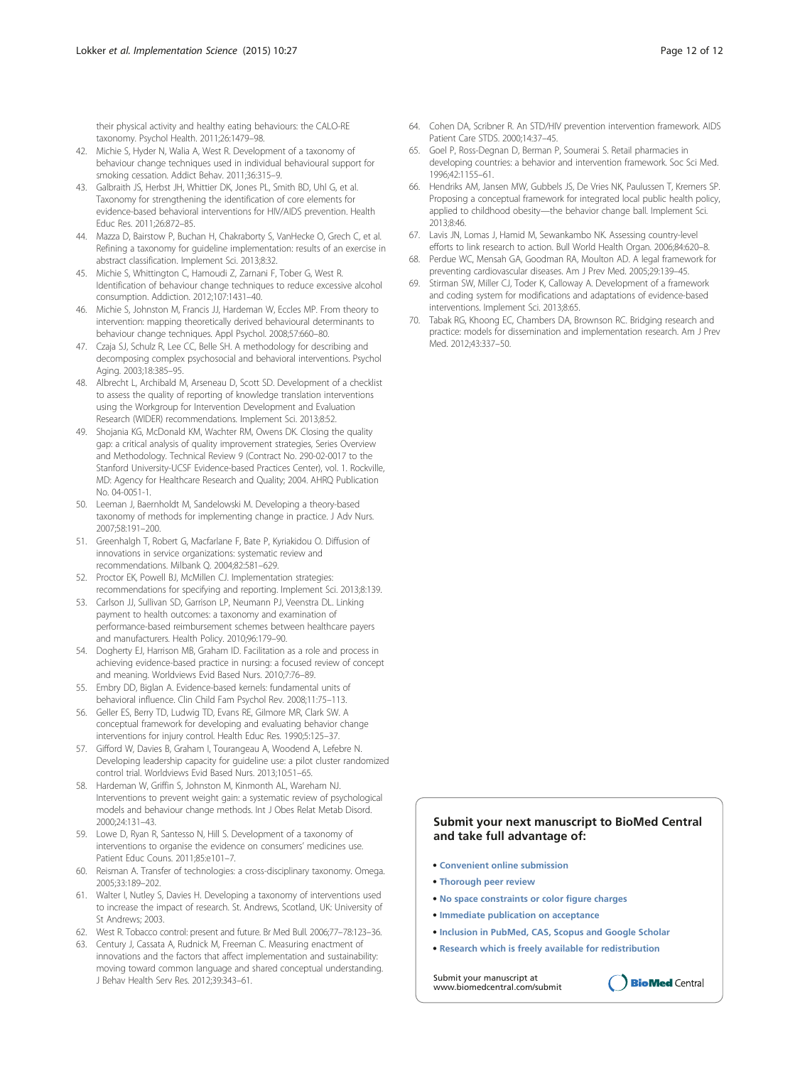their physical activity and healthy eating behaviours: the CALO-RE taxonomy. Psychol Health. 2011;26:1479–98.

42. Michie S, Hyder N, Walia A, West R. Development of a taxonomy of behaviour change techniques used in individual behavioural support for smoking cessation. Addict Behav. 2011;36:315–9.
43. Galbraith JS, Herbst JH, Whittier DK, Jones PL, Smith BD, Uhl G, et al. Taxonomy for strengthening the identification of core elements for evidence-based behavioral interventions for HIV/AIDS prevention. Health Educ Res. 2011;26:872–85.
44. Mazza D, Bairstow P, Buchan H, Chakraborty S, VanHecke O, Grech C, et al. Refining a taxonomy for guideline implementation: results of an exercise in abstract classification. Implement Sci. 2013;8:32.
45. Michie S, Whittington C, Hamoudi Z, Zarnani F, Tober G, West R. Identification of behaviour change techniques to reduce excessive alcohol consumption. Addiction. 2012;107:1431–40.
46. Michie S, Johnston M, Francis JJ, Hardeman W, Eccles MP. From theory to intervention: mapping theoretically derived behavioural determinants to behaviour change techniques. Appl Psychol. 2008;57:660–80.
47. Czaja SJ, Schulz R, Lee CC, Belle SH. A methodology for describing and decomposing complex psychosocial and behavioral interventions. Psychol Aging. 2003;18:385–95.
48. Albrecht L, Archibald M, Arseneau D, Scott SD. Development of a checklist to assess the quality of reporting of knowledge translation interventions using the Workgroup for Intervention Development and Evaluation Research (WIDER) recommendations. Implement Sci. 2013;8:52.
49. Shojania KG, McDonald KM, Wachter RM, Owens DK. Closing the quality gap: a critical analysis of quality improvement strategies, Series Overview and Methodology. Technical Review 9 (Contract No. 290-02-0017 to the Stanford University-UCSF Evidence-based Practices Center), vol. 1. Rockville, MD: Agency for Healthcare Research and Quality; 2004. AHRQ Publication No. 04-0051-1.
50. Leeman J, Baernholdt M, Sandelowski M. Developing a theory-based taxonomy of methods for implementing change in practice. J Adv Nurs. 2007;58:191–200.
51. Greenhalgh T, Robert G, Macfarlane F, Bate P, Kyriakidou O. Diffusion of innovations in service organizations: systematic review and recommendations. Milbank Q. 2004;82:581–629.
52. Proctor EK, Powell BJ, McMillen CJ. Implementation strategies: recommendations for specifying and reporting. Implement Sci. 2013;8:139.
53. Carlson JJ, Sullivan SD, Garrison LP, Neumann PJ, Veenstra DL. Linking payment to health outcomes: a taxonomy and examination of performance-based reimbursement schemes between healthcare payers and manufacturers. Health Policy. 2010;96:179–90.
54. Dogherty EJ, Harrison MB, Graham ID. Facilitation as a role and process in achieving evidence-based practice in nursing: a focused review of concept and meaning. Worldviews Evid Based Nurs. 2010;7:76–89.
55. Embry DD, Biglan A. Evidence-based kernels: fundamental units of behavioral influence. Clin Child Fam Psychol Rev. 2008;11:75–113.
56. Geller ES, Berry TD, Ludwig TD, Evans RE, Gilmore MR, Clark SW. A conceptual framework for developing and evaluating behavior change interventions for injury control. Health Educ Res. 1990;5:125–37.
57. Gifford W, Davies B, Graham I, Tourangeau A, Woodend A, Lefebre N. Developing leadership capacity for guideline use: a pilot cluster randomized control trial. Worldviews Evid Based Nurs. 2013;10:51–65.
58. Hardeman W, Griffin S, Johnston M, Kinmonth AL, Wareham NJ. Interventions to prevent weight gain: a systematic review of psychological models and behaviour change methods. Int J Obes Relat Metab Disord. 2000;24:131–43.
59. Lowe D, Ryan R, Santesso N, Hill S. Development of a taxonomy of interventions to organise the evidence on consumers' medicines use. Patient Educ Couns. 2011;85:e101–7.
60. Reisman A. Transfer of technologies: a cross-disciplinary taxonomy. Omega. 2005;33:189–202.
61. Walter I, Nutley S, Davies H. Developing a taxonomy of interventions used to increase the impact of research. St. Andrews, Scotland, UK: University of St Andrews; 2003.
62. West R. Tobacco control: present and future. Br Med Bull. 2006;77–78:123–36.
63. Century J, Cassata A, Rudnick M, Freeman C. Measuring enactment of innovations and the factors that affect implementation and sustainability: moving toward common language and shared conceptual understanding. J Behav Health Serv Res. 2012;39:343–61.
64. Cohen DA, Scribner R. An STD/HIV prevention intervention framework. AIDS Patient Care STDS. 2000;14:37–45.
65. Goel P, Ross-Degnan D, Berman P, Soumerai S. Retail pharmacies in developing countries: a behavior and intervention framework. Soc Sci Med. 1996;42:1155–61.
66. Hendriks AM, Jansen MW, Gubbels JS, De Vries NK, Paulussen T, Kremers SP. Proposing a conceptual framework for integrated local public health policy, applied to childhood obesity—the behavior change ball. Implement Sci. 2013;8:46.
67. Lavis JN, Lomas J, Hamid M, Sewankambo NK. Assessing country-level efforts to link research to action. Bull World Health Organ. 2006;84:620–8.
68. Perdue WC, Mensah GA, Goodman RA, Moulton AD. A legal framework for preventing cardiovascular diseases. Am J Prev Med. 2005;29:139–45.
69. Stirman SW, Miller CJ, Toder K, Calloway A. Development of a framework and coding system for modifications and adaptations of evidence-based interventions. Implement Sci. 2013;8:65.
70. Tabak RG, Khoong EC, Chambers DA, Brownson RC. Bridging research and practice: models for dissemination and implementation research. Am J Prev Med. 2012;43:337–50.

**Submit your next manuscript to BioMed Central and take full advantage of:**

- **Convenient online submission**
- **Thorough peer review**
- **No space constraints or color figure charges**
- **Immediate publication on acceptance**
- **Inclusion in PubMed, CAS, Scopus and Google Scholar**
- **Research which is freely available for redistribution**

Submit your manuscript at
www.biomedcentral.com/submit

BioMed Central